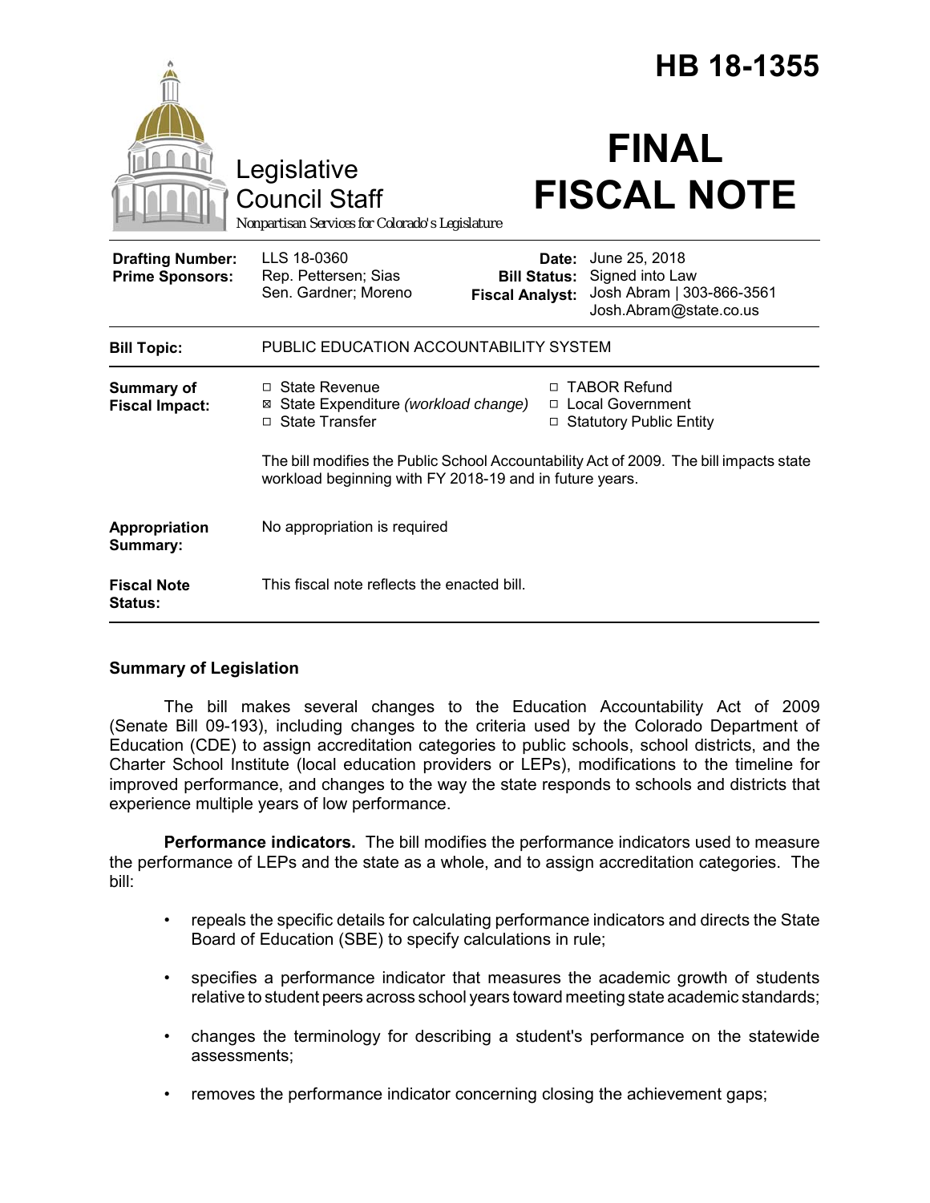# HB 18-1355

Legislative Council Staff

*Nonpartisan Services for Colorado's Legislature*

# FINAL FISCAL NOTE

| | | | |
|---|---|---|---|
| **Drafting Number:** | LLS 18-0360 | **Date:** | June 25, 2018 |
| **Prime Sponsors:** | Rep. Pettersen; Sias<br>Sen. Gardner; Moreno | **Bill Status:** | Signed into Law |
| | | **Fiscal Analyst:** | Josh Abram \| 303-866-3561<br>Josh.Abram@state.co.us |

| | |
|---|---|
| **Bill Topic:** | PUBLIC EDUCATION ACCOUNTABILITY SYSTEM |
| **Summary of Fiscal Impact:** | ☐ State Revenue<br>☒ State Expenditure *(workload change)*<br>☐ State Transfer<br>☐ TABOR Refund<br>☐ Local Government<br>☐ Statutory Public Entity<br><br>The bill modifies the Public School Accountability Act of 2009. The bill impacts state workload beginning with FY 2018-19 and in future years. |
| **Appropriation Summary:** | No appropriation is required |
| **Fiscal Note Status:** | This fiscal note reflects the enacted bill. |

## Summary of Legislation

The bill makes several changes to the Education Accountability Act of 2009 (Senate Bill 09-193), including changes to the criteria used by the Colorado Department of Education (CDE) to assign accreditation categories to public schools, school districts, and the Charter School Institute (local education providers or LEPs), modifications to the timeline for improved performance, and changes to the way the state responds to schools and districts that experience multiple years of low performance.

**Performance indicators.** The bill modifies the performance indicators used to measure the performance of LEPs and the state as a whole, and to assign accreditation categories. The bill:

- repeals the specific details for calculating performance indicators and directs the State Board of Education (SBE) to specify calculations in rule;
- specifies a performance indicator that measures the academic growth of students relative to student peers across school years toward meeting state academic standards;
- changes the terminology for describing a student's performance on the statewide assessments;
- removes the performance indicator concerning closing the achievement gaps;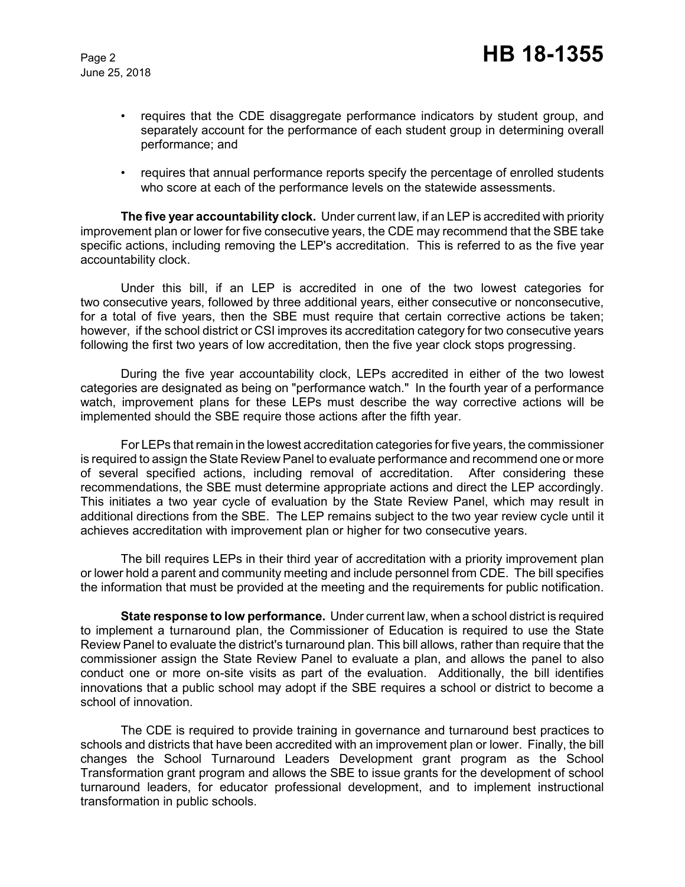- requires that the CDE disaggregate performance indicators by student group, and separately account for the performance of each student group in determining overall performance; and
- requires that annual performance reports specify the percentage of enrolled students who score at each of the performance levels on the statewide assessments.

**The five year accountability clock.** Under current law, if an LEP is accredited with priority improvement plan or lower for five consecutive years, the CDE may recommend that the SBE take specific actions, including removing the LEP's accreditation. This is referred to as the five year accountability clock.

Under this bill, if an LEP is accredited in one of the two lowest categories for two consecutive years, followed by three additional years, either consecutive or nonconsecutive, for a total of five years, then the SBE must require that certain corrective actions be taken; however, if the school district or CSI improves its accreditation category for two consecutive years following the first two years of low accreditation, then the five year clock stops progressing.

During the five year accountability clock, LEPs accredited in either of the two lowest categories are designated as being on "performance watch." In the fourth year of a performance watch, improvement plans for these LEPs must describe the way corrective actions will be implemented should the SBE require those actions after the fifth year.

For LEPs that remain in the lowest accreditation categories for five years, the commissioner is required to assign the State Review Panel to evaluate performance and recommend one or more of several specified actions, including removal of accreditation. After considering these recommendations, the SBE must determine appropriate actions and direct the LEP accordingly. This initiates a two year cycle of evaluation by the State Review Panel, which may result in additional directions from the SBE. The LEP remains subject to the two year review cycle until it achieves accreditation with improvement plan or higher for two consecutive years.

The bill requires LEPs in their third year of accreditation with a priority improvement plan or lower hold a parent and community meeting and include personnel from CDE. The bill specifies the information that must be provided at the meeting and the requirements for public notification.

**State response to low performance.** Under current law, when a school district is required to implement a turnaround plan, the Commissioner of Education is required to use the State Review Panel to evaluate the district's turnaround plan. This bill allows, rather than require that the commissioner assign the State Review Panel to evaluate a plan, and allows the panel to also conduct one or more on-site visits as part of the evaluation. Additionally, the bill identifies innovations that a public school may adopt if the SBE requires a school or district to become a school of innovation.

The CDE is required to provide training in governance and turnaround best practices to schools and districts that have been accredited with an improvement plan or lower. Finally, the bill changes the School Turnaround Leaders Development grant program as the School Transformation grant program and allows the SBE to issue grants for the development of school turnaround leaders, for educator professional development, and to implement instructional transformation in public schools.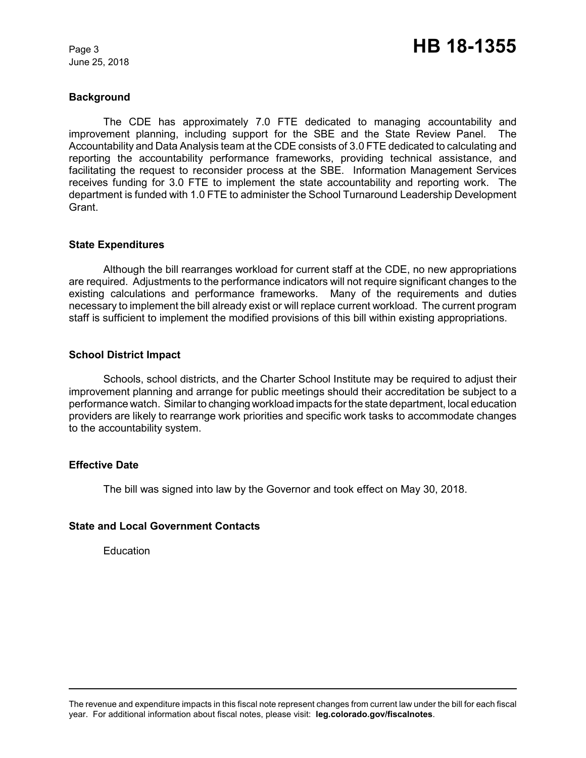## Background

The CDE has approximately 7.0 FTE dedicated to managing accountability and improvement planning, including support for the SBE and the State Review Panel. The Accountability and Data Analysis team at the CDE consists of 3.0 FTE dedicated to calculating and reporting the accountability performance frameworks, providing technical assistance, and facilitating the request to reconsider process at the SBE. Information Management Services receives funding for 3.0 FTE to implement the state accountability and reporting work. The department is funded with 1.0 FTE to administer the School Turnaround Leadership Development Grant.

## State Expenditures

Although the bill rearranges workload for current staff at the CDE, no new appropriations are required. Adjustments to the performance indicators will not require significant changes to the existing calculations and performance frameworks. Many of the requirements and duties necessary to implement the bill already exist or will replace current workload. The current program staff is sufficient to implement the modified provisions of this bill within existing appropriations.

## School District Impact

Schools, school districts, and the Charter School Institute may be required to adjust their improvement planning and arrange for public meetings should their accreditation be subject to a performance watch. Similar to changing workload impacts for the state department, local education providers are likely to rearrange work priorities and specific work tasks to accommodate changes to the accountability system.

## Effective Date

The bill was signed into law by the Governor and took effect on May 30, 2018.

## State and Local Government Contacts

Education

The revenue and expenditure impacts in this fiscal note represent changes from current law under the bill for each fiscal year. For additional information about fiscal notes, please visit: **leg.colorado.gov/fiscalnotes**.